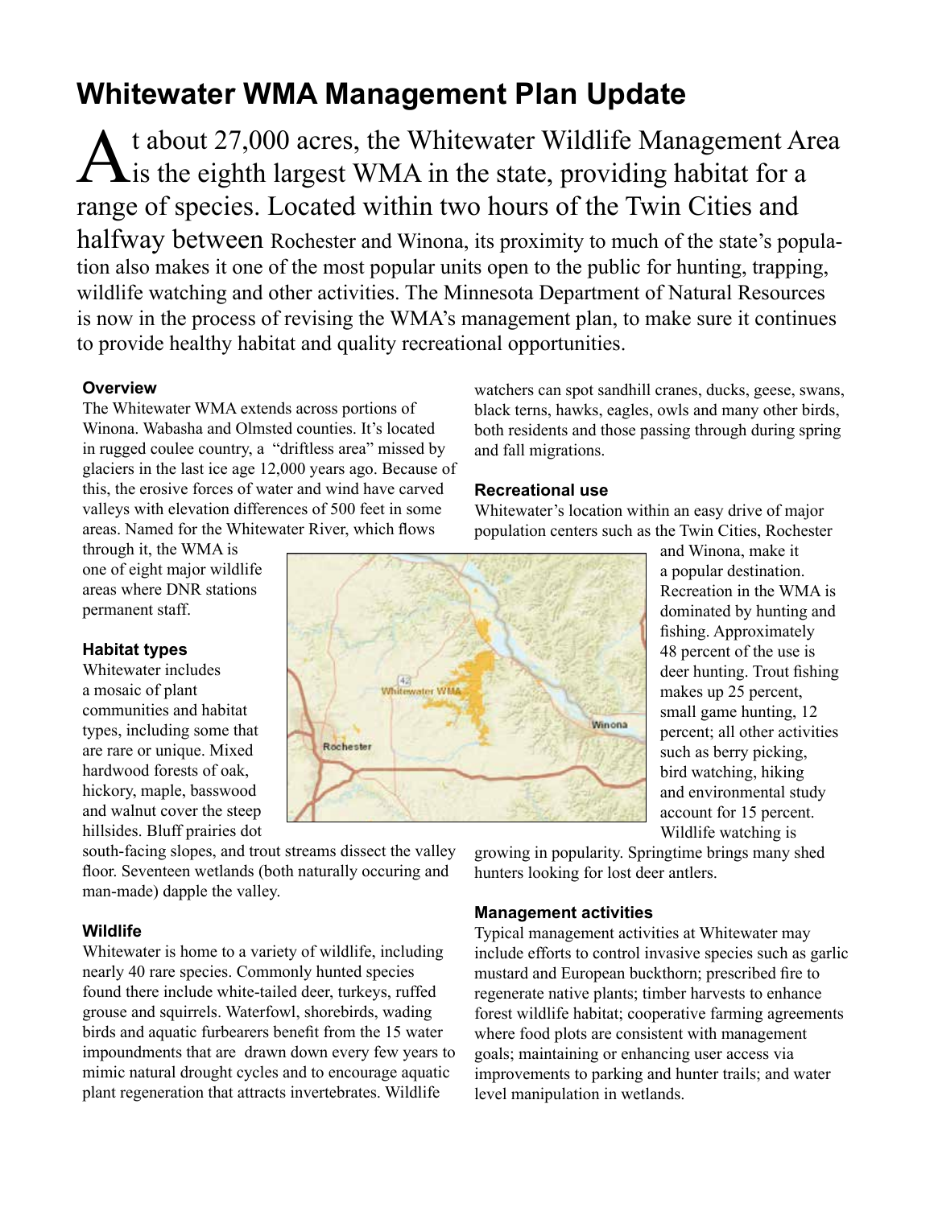# Whitewater WMA Management Plan Update

At about 27,000 acres, the Whitewater Wildlife Management Area is the eighth largest WMA in the state, providing habitat for a range of species. Located within two hours of the Twin Cities and halfway between Rochester and Winona, its proximity to much of the state's population also makes it one of the most popular units open to the public for hunting, trapping, wildlife watching and other activities. The Minnesota Department of Natural Resources is now in the process of revising the WMA's management plan, to make sure it continues to provide healthy habitat and quality recreational opportunities.

### Overview

The Whitewater WMA extends across portions of Winona. Wabasha and Olmsted counties. It's located in rugged coulee country, a "driftless area" missed by glaciers in the last ice age 12,000 years ago. Because of this, the erosive forces of water and wind have carved valleys with elevation differences of 500 feet in some areas. Named for the Whitewater River, which flows through it, the WMA is one of eight major wildlife areas where DNR stations permanent staff.

### Habitat types

Whitewater includes a mosaic of plant communities and habitat types, including some that are rare or unique. Mixed hardwood forests of oak, hickory, maple, basswood and walnut cover the steep hillsides. Bluff prairies dot south-facing slopes, and trout streams dissect the valley floor. Seventeen wetlands (both naturally occuring and man-made) dapple the valley.

### Wildlife

Whitewater is home to a variety of wildlife, including nearly 40 rare species. Commonly hunted species found there include white-tailed deer, turkeys, ruffed grouse and squirrels. Waterfowl, shorebirds, wading birds and aquatic furbearers benefit from the 15 water impoundments that are drawn down every few years to mimic natural drought cycles and to encourage aquatic plant regeneration that attracts invertebrates. Wildlife watchers can spot sandhill cranes, ducks, geese, swans, black terns, hawks, eagles, owls and many other birds, both residents and those passing through during spring and fall migrations.

### Recreational use

Whitewater's location within an easy drive of major population centers such as the Twin Cities, Rochester and Winona, make it a popular destination. Recreation in the WMA is dominated by hunting and fishing. Approximately 48 percent of the use is deer hunting. Trout fishing makes up 25 percent, small game hunting, 12 percent; all other activities such as berry picking, bird watching, hiking and environmental study account for 15 percent. Wildlife watching is growing in popularity. Springtime brings many shed hunters looking for lost deer antlers.

### Management activities

Typical management activities at Whitewater may include efforts to control invasive species such as garlic mustard and European buckthorn; prescribed fire to regenerate native plants; timber harvests to enhance forest wildlife habitat; cooperative farming agreements where food plots are consistent with management goals; maintaining or enhancing user access via improvements to parking and hunter trails; and water level manipulation in wetlands.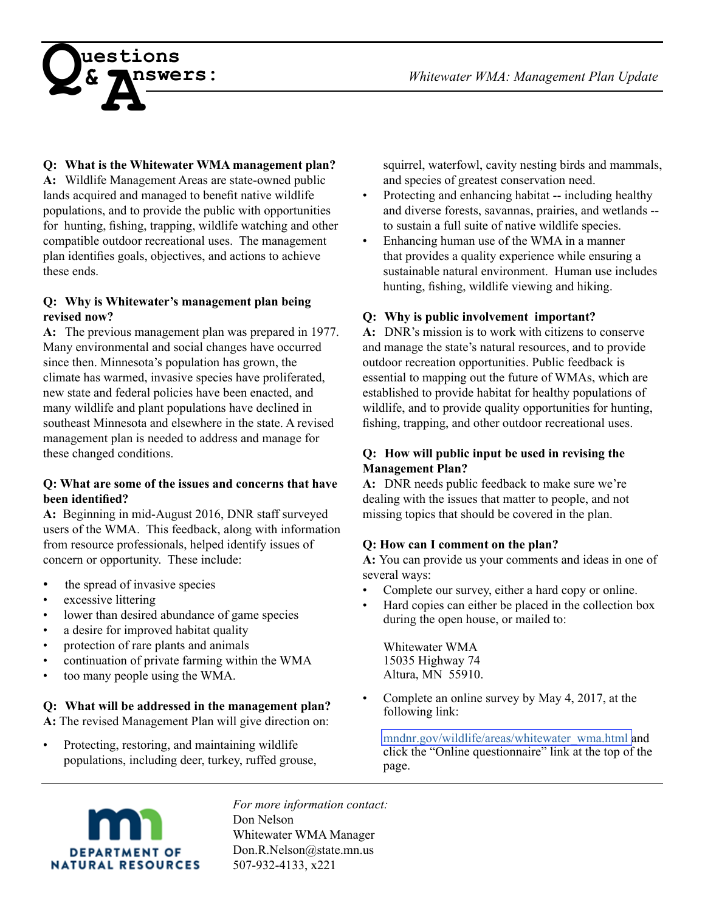# Questions & Answers:

*Whitewater WMA: Management Plan Update*

**Q: What is the Whitewater WMA management plan?**
**A:** Wildlife Management Areas are state-owned public lands acquired and managed to benefit native wildlife populations, and to provide the public with opportunities for hunting, fishing, trapping, wildlife watching and other compatible outdoor recreational uses. The management plan identifies goals, objectives, and actions to achieve these ends.

**Q: Why is Whitewater's management plan being revised now?**
**A:** The previous management plan was prepared in 1977. Many environmental and social changes have occurred since then. Minnesota's population has grown, the climate has warmed, invasive species have proliferated, new state and federal policies have been enacted, and many wildlife and plant populations have declined in southeast Minnesota and elsewhere in the state. A revised management plan is needed to address and manage for these changed conditions.

**Q: What are some of the issues and concerns that have been identified?**
**A:** Beginning in mid-August 2016, DNR staff surveyed users of the WMA. This feedback, along with information from resource professionals, helped identify issues of concern or opportunity. These include:

- the spread of invasive species
- excessive littering
- lower than desired abundance of game species
- a desire for improved habitat quality
- protection of rare plants and animals
- continuation of private farming within the WMA
- too many people using the WMA.

**Q: What will be addressed in the management plan?**
**A:** The revised Management Plan will give direction on:

- Protecting, restoring, and maintaining wildlife populations, including deer, turkey, ruffed grouse, squirrel, waterfowl, cavity nesting birds and mammals, and species of greatest conservation need.
- Protecting and enhancing habitat -- including healthy and diverse forests, savannas, prairies, and wetlands -- to sustain a full suite of native wildlife species.
- Enhancing human use of the WMA in a manner that provides a quality experience while ensuring a sustainable natural environment. Human use includes hunting, fishing, wildlife viewing and hiking.

**Q: Why is public involvement important?**
**A:** DNR's mission is to work with citizens to conserve and manage the state's natural resources, and to provide outdoor recreation opportunities. Public feedback is essential to mapping out the future of WMAs, which are established to provide habitat for healthy populations of wildlife, and to provide quality opportunities for hunting, fishing, trapping, and other outdoor recreational uses.

**Q: How will public input be used in revising the Management Plan?**
**A:** DNR needs public feedback to make sure we're dealing with the issues that matter to people, and not missing topics that should be covered in the plan.

**Q: How can I comment on the plan?**
**A:** You can provide us your comments and ideas in one of several ways:

- Complete our survey, either a hard copy or online.
- Hard copies can either be placed in the collection box during the open house, or mailed to:

  Whitewater WMA
  15035 Highway 74
  Altura, MN 55910.

- Complete an online survey by May 4, 2017, at the following link:

  mndnr.gov/wildlife/areas/whitewater_wma.html and click the "Online questionnaire" link at the top of the page.

DEPARTMENT OF NATURAL RESOURCES

*For more information contact:*
Don Nelson
Whitewater WMA Manager
Don.R.Nelson@state.mn.us
507-932-4133, x221